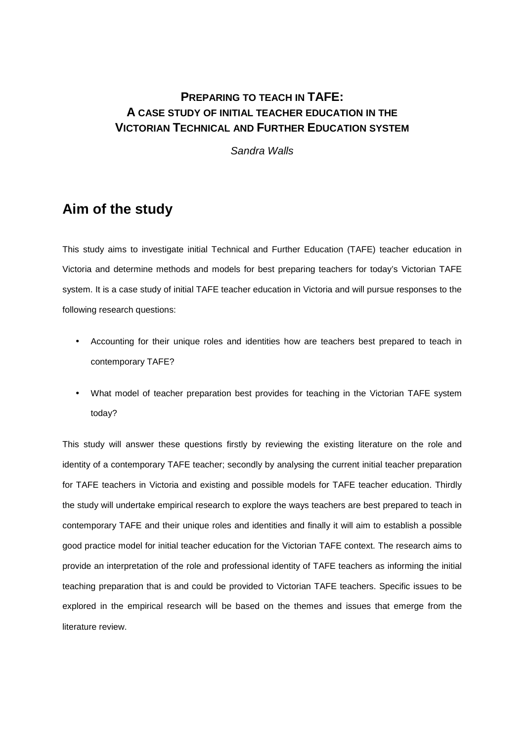# PREPARING TO TEACH IN TAFE: A CASE STUDY OF INITIAL TEACHER EDUCATION IN THE VICTORIAN TECHNICAL AND FURTHER EDUCATION SYSTEM

*Sandra Walls*

## Aim of the study

This study aims to investigate initial Technical and Further Education (TAFE) teacher education in Victoria and determine methods and models for best preparing teachers for today's Victorian TAFE system. It is a case study of initial TAFE teacher education in Victoria and will pursue responses to the following research questions:

- Accounting for their unique roles and identities how are teachers best prepared to teach in contemporary TAFE?
- What model of teacher preparation best provides for teaching in the Victorian TAFE system today?

This study will answer these questions firstly by reviewing the existing literature on the role and identity of a contemporary TAFE teacher; secondly by analysing the current initial teacher preparation for TAFE teachers in Victoria and existing and possible models for TAFE teacher education. Thirdly the study will undertake empirical research to explore the ways teachers are best prepared to teach in contemporary TAFE and their unique roles and identities and finally it will aim to establish a possible good practice model for initial teacher education for the Victorian TAFE context. The research aims to provide an interpretation of the role and professional identity of TAFE teachers as informing the initial teaching preparation that is and could be provided to Victorian TAFE teachers. Specific issues to be explored in the empirical research will be based on the themes and issues that emerge from the literature review.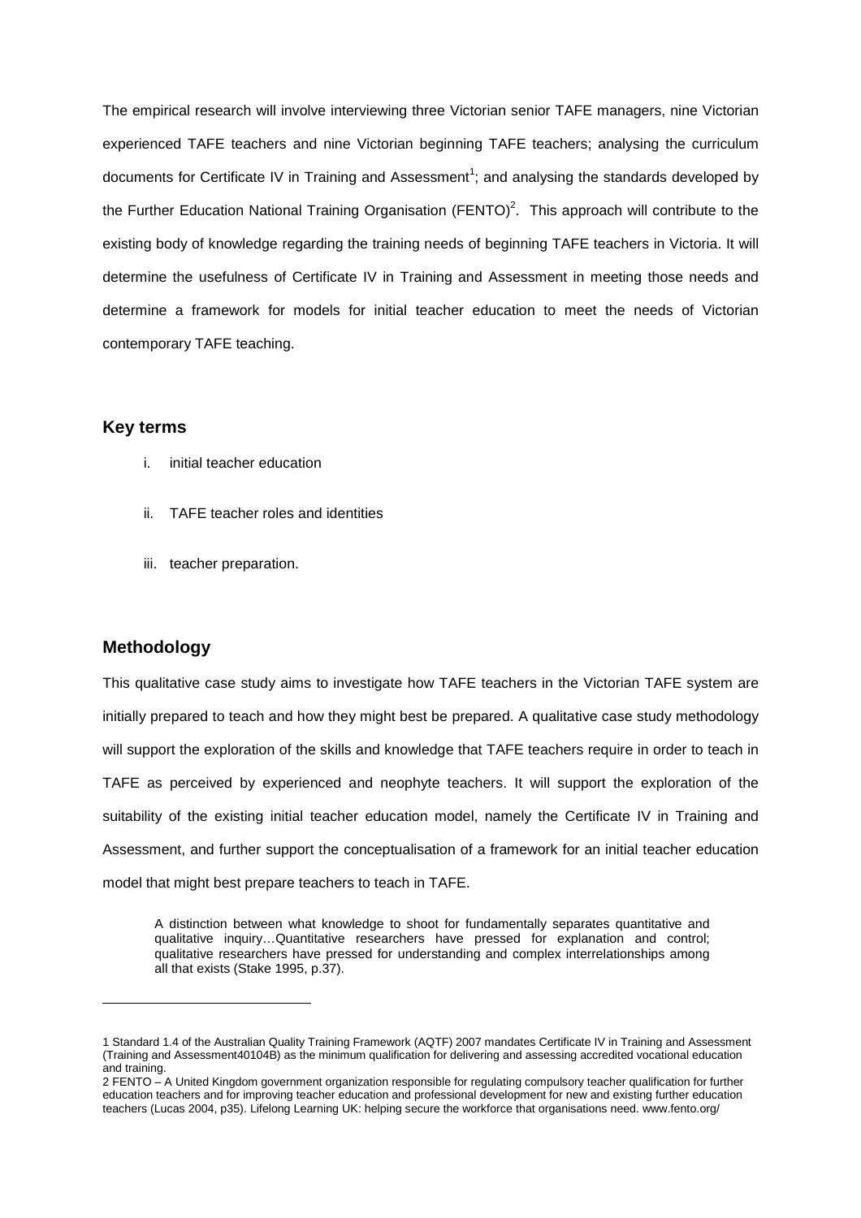The empirical research will involve interviewing three Victorian senior TAFE managers, nine Victorian experienced TAFE teachers and nine Victorian beginning TAFE teachers; analysing the curriculum documents for Certificate IV in Training and Assessment[1]; and analysing the standards developed by the Further Education National Training Organisation (FENTO)[2]. This approach will contribute to the existing body of knowledge regarding the training needs of beginning TAFE teachers in Victoria. It will determine the usefulness of Certificate IV in Training and Assessment in meeting those needs and determine a framework for models for initial teacher education to meet the needs of Victorian contemporary TAFE teaching.

## Key terms

i. initial teacher education

ii. TAFE teacher roles and identities

iii. teacher preparation.

## Methodology

This qualitative case study aims to investigate how TAFE teachers in the Victorian TAFE system are initially prepared to teach and how they might best be prepared. A qualitative case study methodology will support the exploration of the skills and knowledge that TAFE teachers require in order to teach in TAFE as perceived by experienced and neophyte teachers. It will support the exploration of the suitability of the existing initial teacher education model, namely the Certificate IV in Training and Assessment, and further support the conceptualisation of a framework for an initial teacher education model that might best prepare teachers to teach in TAFE.

> A distinction between what knowledge to shoot for fundamentally separates quantitative and qualitative inquiry…Quantitative researchers have pressed for explanation and control; qualitative researchers have pressed for understanding and complex interrelationships among all that exists (Stake 1995, p.37).

---

1 Standard 1.4 of the Australian Quality Training Framework (AQTF) 2007 mandates Certificate IV in Training and Assessment (Training and Assessment40104B) as the minimum qualification for delivering and assessing accredited vocational education and training.

2 FENTO – A United Kingdom government organization responsible for regulating compulsory teacher qualification for further education teachers and for improving teacher education and professional development for new and existing further education teachers (Lucas 2004, p35). Lifelong Learning UK: helping secure the workforce that organisations need. www.fento.org/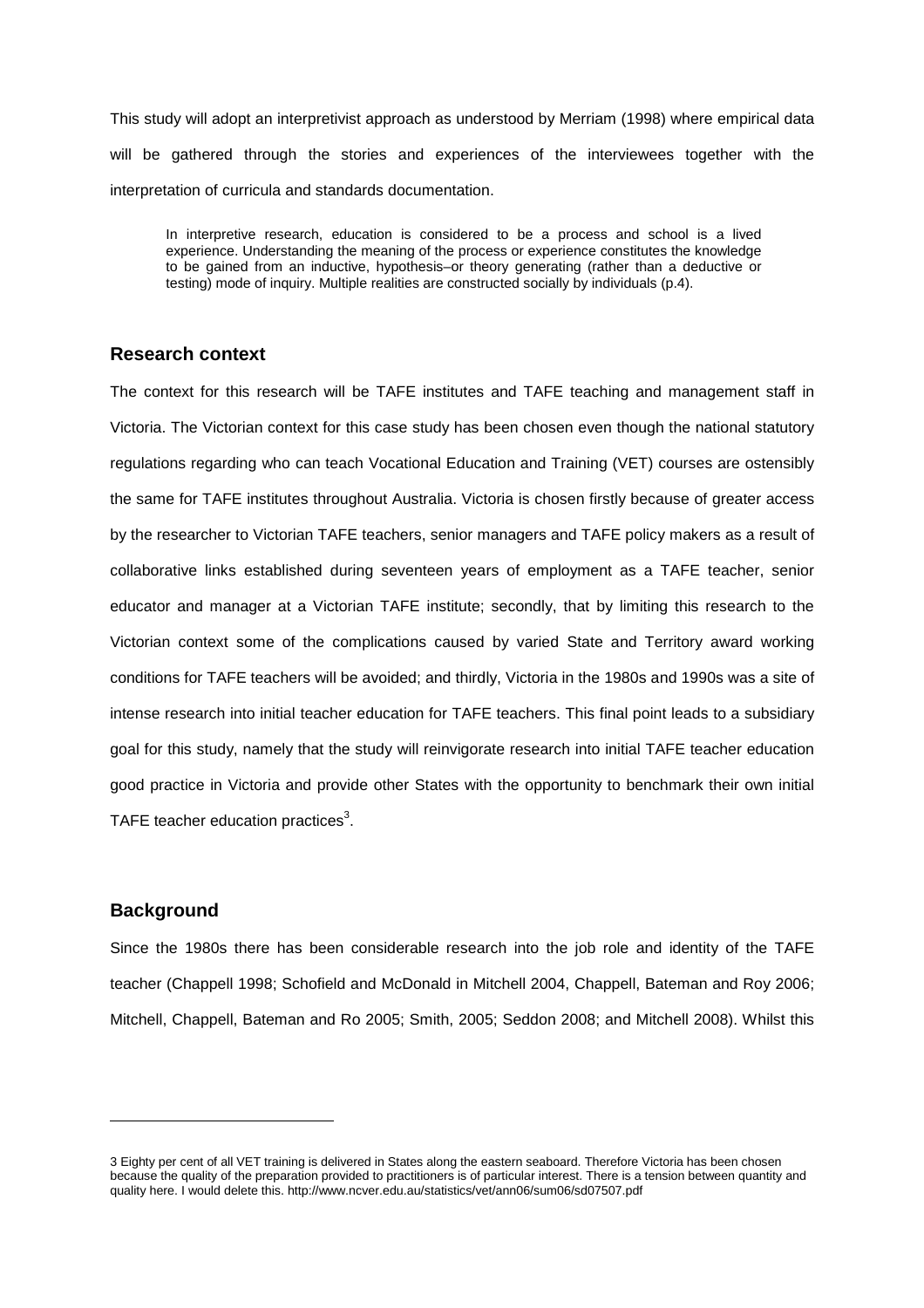This study will adopt an interpretivist approach as understood by Merriam (1998) where empirical data will be gathered through the stories and experiences of the interviewees together with the interpretation of curricula and standards documentation.

> In interpretive research, education is considered to be a process and school is a lived experience. Understanding the meaning of the process or experience constitutes the knowledge to be gained from an inductive, hypothesis–or theory generating (rather than a deductive or testing) mode of inquiry. Multiple realities are constructed socially by individuals (p.4).

## Research context

The context for this research will be TAFE institutes and TAFE teaching and management staff in Victoria. The Victorian context for this case study has been chosen even though the national statutory regulations regarding who can teach Vocational Education and Training (VET) courses are ostensibly the same for TAFE institutes throughout Australia. Victoria is chosen firstly because of greater access by the researcher to Victorian TAFE teachers, senior managers and TAFE policy makers as a result of collaborative links established during seventeen years of employment as a TAFE teacher, senior educator and manager at a Victorian TAFE institute; secondly, that by limiting this research to the Victorian context some of the complications caused by varied State and Territory award working conditions for TAFE teachers will be avoided; and thirdly, Victoria in the 1980s and 1990s was a site of intense research into initial teacher education for TAFE teachers. This final point leads to a subsidiary goal for this study, namely that the study will reinvigorate research into initial TAFE teacher education good practice in Victoria and provide other States with the opportunity to benchmark their own initial TAFE teacher education practices[3].

## Background

Since the 1980s there has been considerable research into the job role and identity of the TAFE teacher (Chappell 1998; Schofield and McDonald in Mitchell 2004, Chappell, Bateman and Roy 2006; Mitchell, Chappell, Bateman and Ro 2005; Smith, 2005; Seddon 2008; and Mitchell 2008). Whilst this

---

3 Eighty per cent of all VET training is delivered in States along the eastern seaboard. Therefore Victoria has been chosen because the quality of the preparation provided to practitioners is of particular interest. There is a tension between quantity and quality here. I would delete this. http://www.ncver.edu.au/statistics/vet/ann06/sum06/sd07507.pdf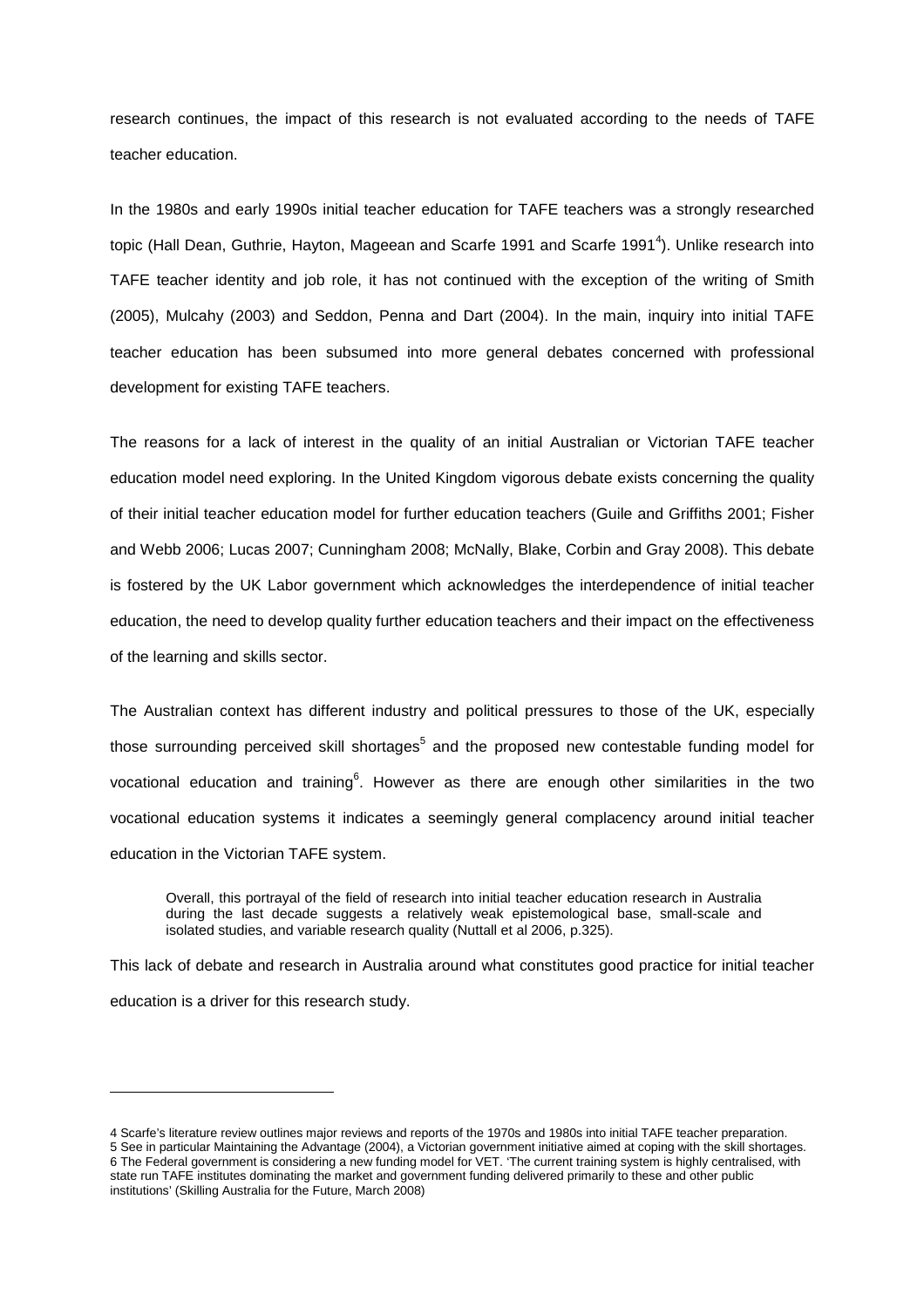research continues, the impact of this research is not evaluated according to the needs of TAFE teacher education.

In the 1980s and early 1990s initial teacher education for TAFE teachers was a strongly researched topic (Hall Dean, Guthrie, Hayton, Mageean and Scarfe 1991 and Scarfe 1991[4]). Unlike research into TAFE teacher identity and job role, it has not continued with the exception of the writing of Smith (2005), Mulcahy (2003) and Seddon, Penna and Dart (2004). In the main, inquiry into initial TAFE teacher education has been subsumed into more general debates concerned with professional development for existing TAFE teachers.

The reasons for a lack of interest in the quality of an initial Australian or Victorian TAFE teacher education model need exploring. In the United Kingdom vigorous debate exists concerning the quality of their initial teacher education model for further education teachers (Guile and Griffiths 2001; Fisher and Webb 2006; Lucas 2007; Cunningham 2008; McNally, Blake, Corbin and Gray 2008). This debate is fostered by the UK Labor government which acknowledges the interdependence of initial teacher education, the need to develop quality further education teachers and their impact on the effectiveness of the learning and skills sector.

The Australian context has different industry and political pressures to those of the UK, especially those surrounding perceived skill shortages[5] and the proposed new contestable funding model for vocational education and training[6]. However as there are enough other similarities in the two vocational education systems it indicates a seemingly general complacency around initial teacher education in the Victorian TAFE system.

> Overall, this portrayal of the field of research into initial teacher education research in Australia during the last decade suggests a relatively weak epistemological base, small-scale and isolated studies, and variable research quality (Nuttall et al 2006, p.325).

This lack of debate and research in Australia around what constitutes good practice for initial teacher education is a driver for this research study.

---

4 Scarfe's literature review outlines major reviews and reports of the 1970s and 1980s into initial TAFE teacher preparation.
5 See in particular Maintaining the Advantage (2004), a Victorian government initiative aimed at coping with the skill shortages.
6 The Federal government is considering a new funding model for VET. 'The current training system is highly centralised, with state run TAFE institutes dominating the market and government funding delivered primarily to these and other public institutions' (Skilling Australia for the Future, March 2008)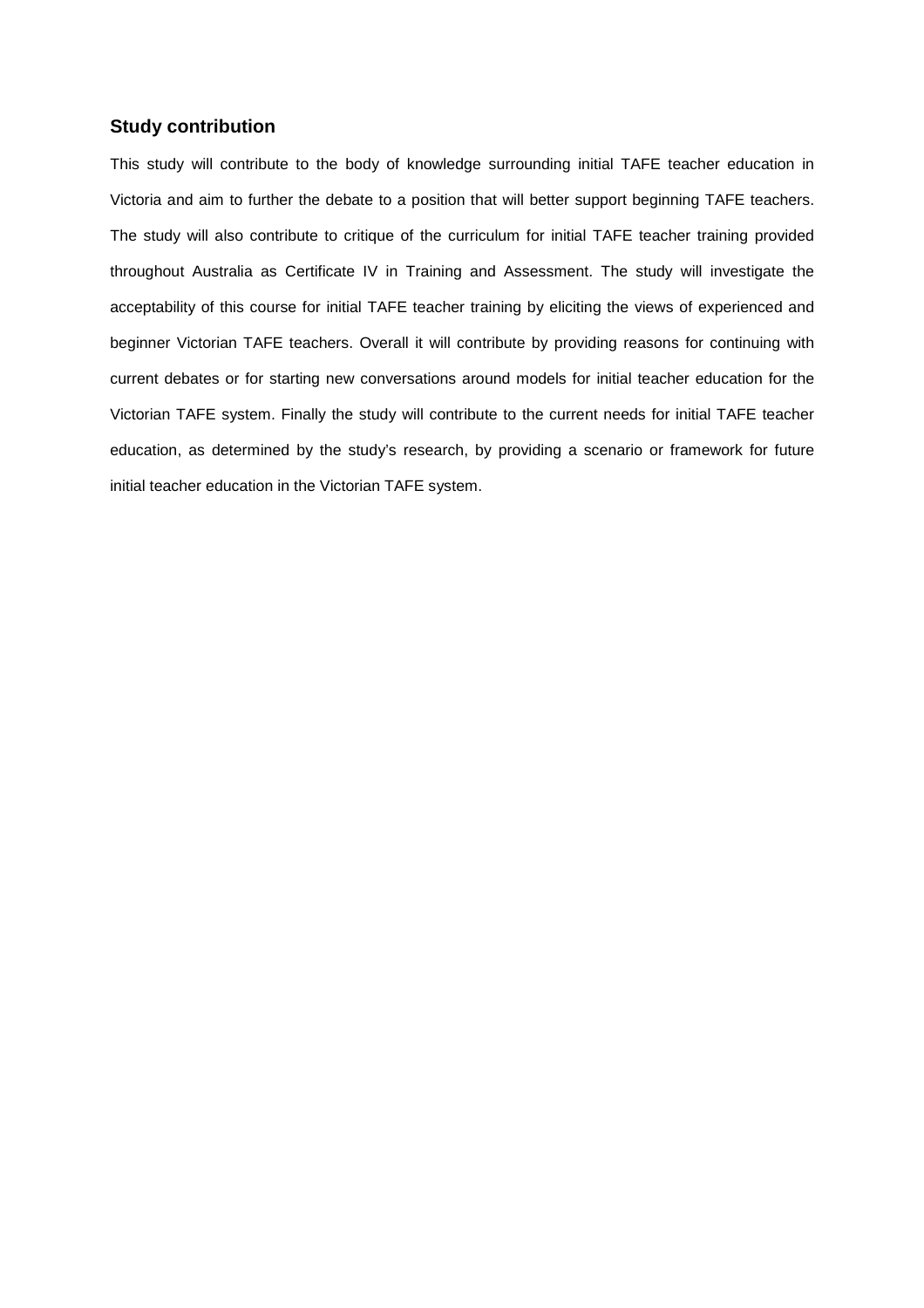## Study contribution

This study will contribute to the body of knowledge surrounding initial TAFE teacher education in Victoria and aim to further the debate to a position that will better support beginning TAFE teachers. The study will also contribute to critique of the curriculum for initial TAFE teacher training provided throughout Australia as Certificate IV in Training and Assessment. The study will investigate the acceptability of this course for initial TAFE teacher training by eliciting the views of experienced and beginner Victorian TAFE teachers. Overall it will contribute by providing reasons for continuing with current debates or for starting new conversations around models for initial teacher education for the Victorian TAFE system. Finally the study will contribute to the current needs for initial TAFE teacher education, as determined by the study's research, by providing a scenario or framework for future initial teacher education in the Victorian TAFE system.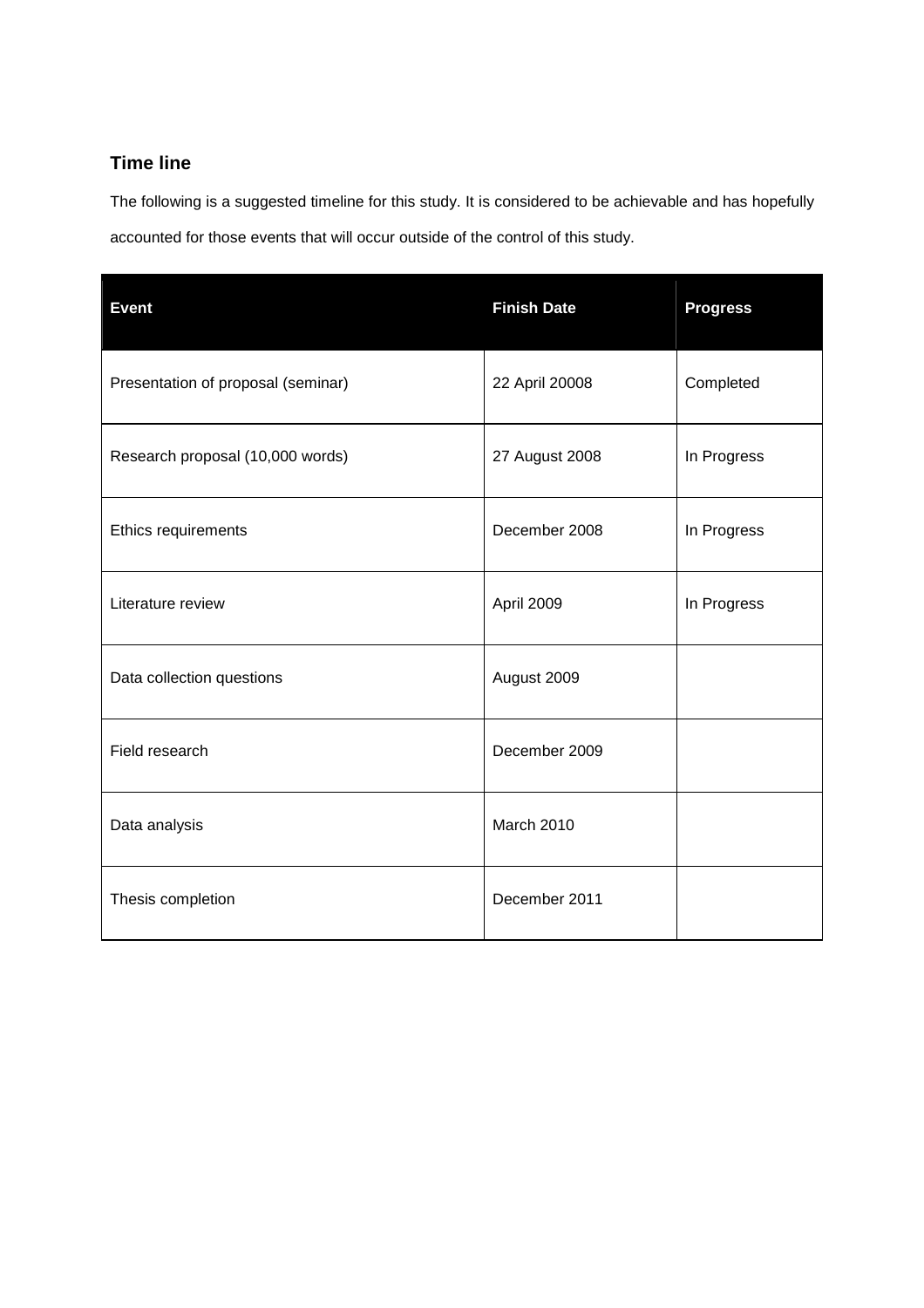## Time line

The following is a suggested timeline for this study. It is considered to be achievable and has hopefully accounted for those events that will occur outside of the control of this study.

| Event | Finish Date | Progress |
|---|---|---|
| Presentation of proposal (seminar) | 22 April 20008 | Completed |
| Research proposal (10,000 words) | 27 August 2008 | In Progress |
| Ethics requirements | December 2008 | In Progress |
| Literature review | April 2009 | In Progress |
| Data collection questions | August 2009 | |
| Field research | December 2009 | |
| Data analysis | March 2010 | |
| Thesis completion | December 2011 | |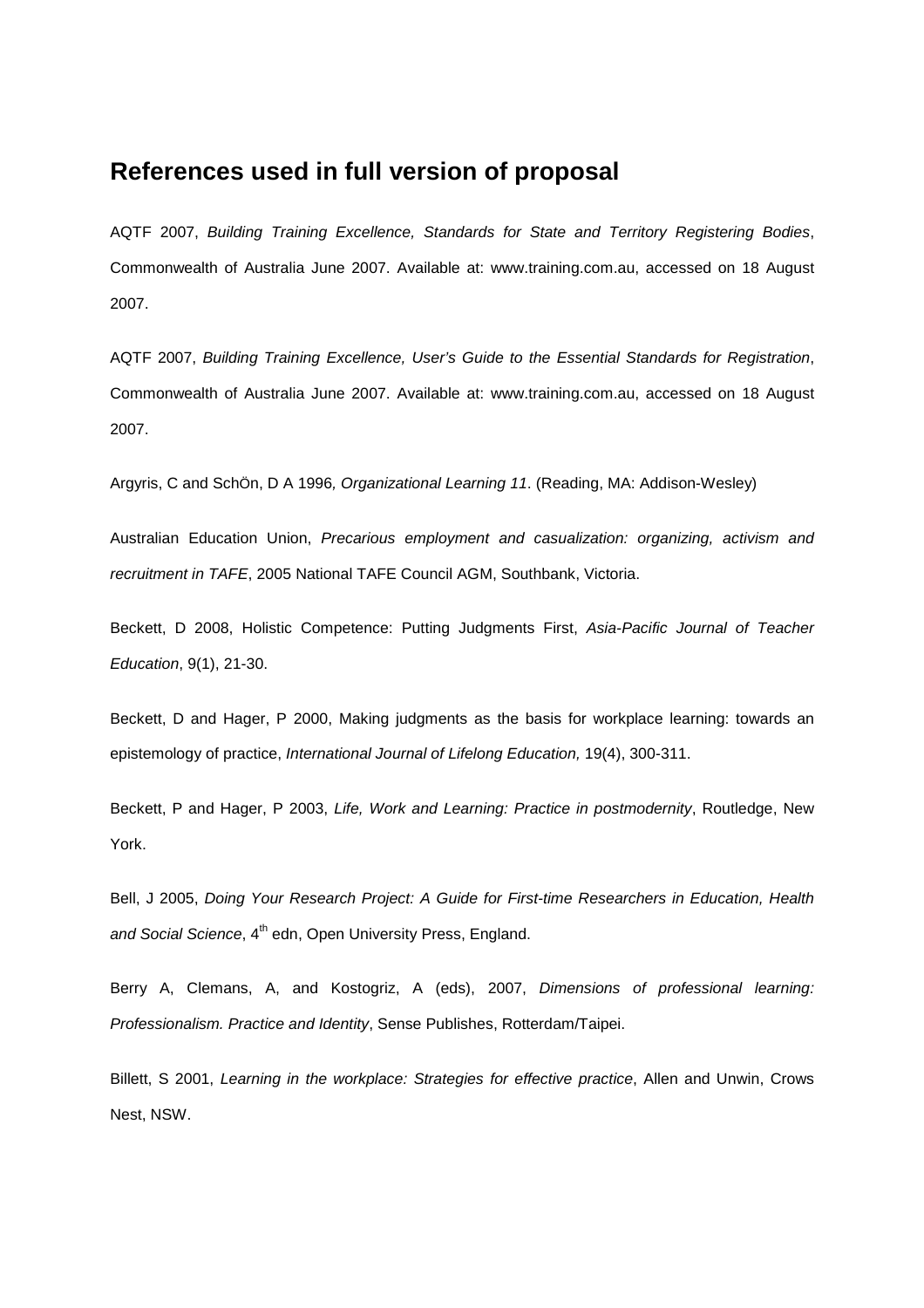## References used in full version of proposal

AQTF 2007, *Building Training Excellence, Standards for State and Territory Registering Bodies*, Commonwealth of Australia June 2007. Available at: www.training.com.au, accessed on 18 August 2007.

AQTF 2007, *Building Training Excellence, User's Guide to the Essential Standards for Registration*, Commonwealth of Australia June 2007. Available at: www.training.com.au, accessed on 18 August 2007.

Argyris, C and SchÖn, D A 1996*, Organizational Learning 11*. (Reading, MA: Addison-Wesley)

Australian Education Union, *Precarious employment and casualization: organizing, activism and recruitment in TAFE*, 2005 National TAFE Council AGM, Southbank, Victoria.

Beckett, D 2008, Holistic Competence: Putting Judgments First, *Asia-Pacific Journal of Teacher Education*, 9(1), 21-30.

Beckett, D and Hager, P 2000, Making judgments as the basis for workplace learning: towards an epistemology of practice, *International Journal of Lifelong Education,* 19(4), 300-311.

Beckett, P and Hager, P 2003, *Life, Work and Learning: Practice in postmodernity*, Routledge, New York.

Bell, J 2005, *Doing Your Research Project: A Guide for First-time Researchers in Education, Health and Social Science*, 4th edn, Open University Press, England.

Berry A, Clemans, A, and Kostogriz, A (eds), 2007, *Dimensions of professional learning: Professionalism. Practice and Identity*, Sense Publishes, Rotterdam/Taipei.

Billett, S 2001, *Learning in the workplace: Strategies for effective practice*, Allen and Unwin, Crows Nest, NSW.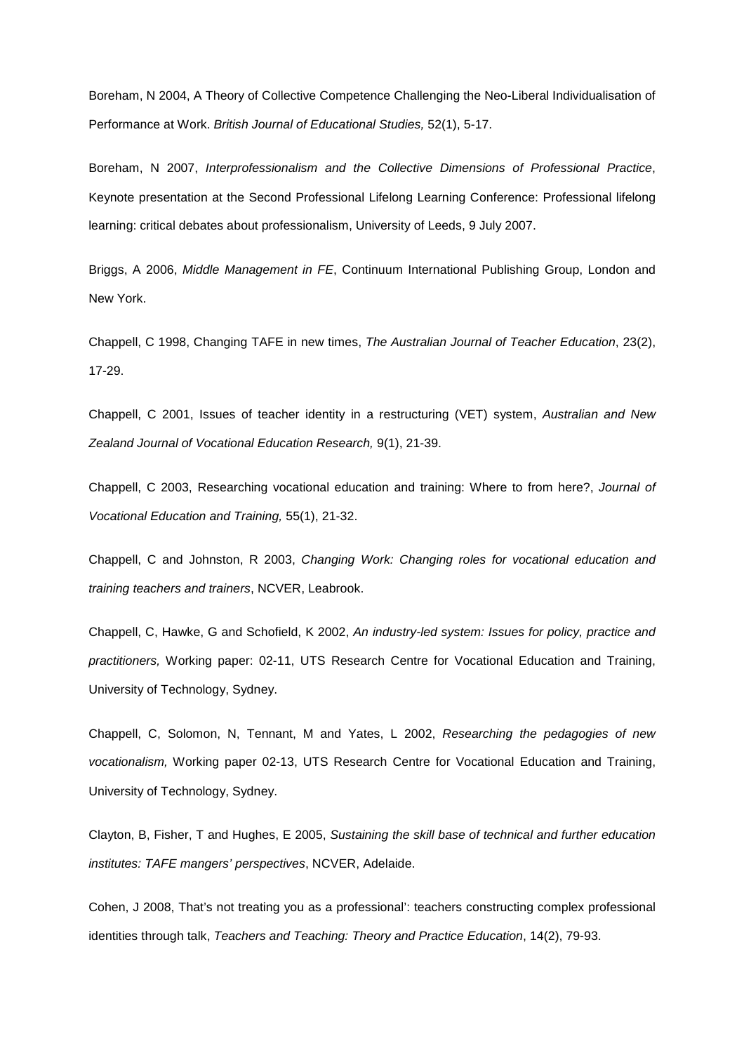Boreham, N 2004, A Theory of Collective Competence Challenging the Neo-Liberal Individualisation of Performance at Work. *British Journal of Educational Studies,* 52(1), 5-17.

Boreham, N 2007, *Interprofessionalism and the Collective Dimensions of Professional Practice*, Keynote presentation at the Second Professional Lifelong Learning Conference: Professional lifelong learning: critical debates about professionalism, University of Leeds, 9 July 2007.

Briggs, A 2006, *Middle Management in FE*, Continuum International Publishing Group, London and New York.

Chappell, C 1998, Changing TAFE in new times, *The Australian Journal of Teacher Education*, 23(2), 17-29.

Chappell, C 2001, Issues of teacher identity in a restructuring (VET) system, *Australian and New Zealand Journal of Vocational Education Research,* 9(1), 21-39.

Chappell, C 2003, Researching vocational education and training: Where to from here?, *Journal of Vocational Education and Training,* 55(1), 21-32.

Chappell, C and Johnston, R 2003, *Changing Work: Changing roles for vocational education and training teachers and trainers*, NCVER, Leabrook.

Chappell, C, Hawke, G and Schofield, K 2002, *An industry-led system: Issues for policy, practice and practitioners,* Working paper: 02-11, UTS Research Centre for Vocational Education and Training, University of Technology, Sydney.

Chappell, C, Solomon, N, Tennant, M and Yates, L 2002, *Researching the pedagogies of new vocationalism,* Working paper 02-13, UTS Research Centre for Vocational Education and Training, University of Technology, Sydney.

Clayton, B, Fisher, T and Hughes, E 2005, *Sustaining the skill base of technical and further education institutes: TAFE mangers' perspectives*, NCVER, Adelaide.

Cohen, J 2008, That's not treating you as a professional': teachers constructing complex professional identities through talk, *Teachers and Teaching: Theory and Practice Education*, 14(2), 79-93.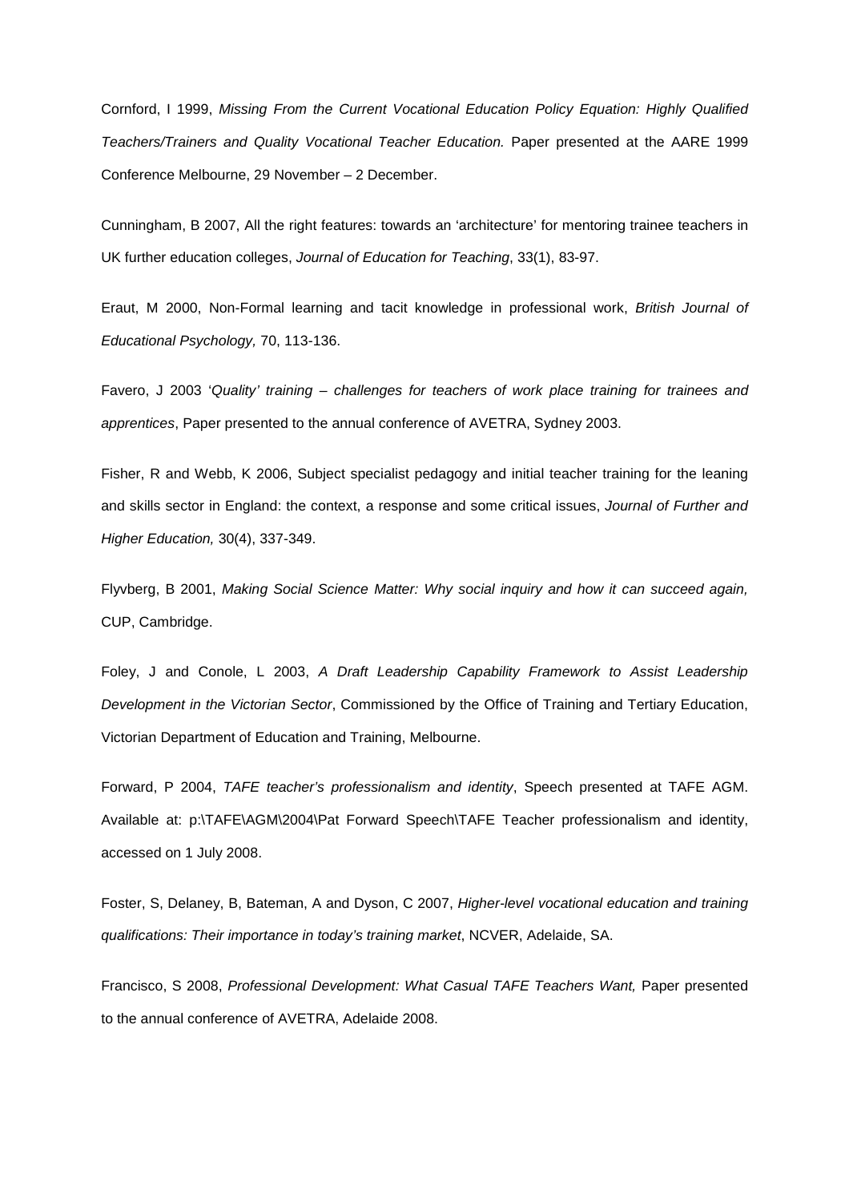Cornford, I 1999, *Missing From the Current Vocational Education Policy Equation: Highly Qualified Teachers/Trainers and Quality Vocational Teacher Education.* Paper presented at the AARE 1999 Conference Melbourne, 29 November – 2 December.

Cunningham, B 2007, All the right features: towards an 'architecture' for mentoring trainee teachers in UK further education colleges, *Journal of Education for Teaching*, 33(1), 83-97.

Eraut, M 2000, Non-Formal learning and tacit knowledge in professional work, *British Journal of Educational Psychology,* 70, 113-136.

Favero, J 2003 '*Quality' training – challenges for teachers of work place training for trainees and apprentices*, Paper presented to the annual conference of AVETRA, Sydney 2003.

Fisher, R and Webb, K 2006, Subject specialist pedagogy and initial teacher training for the leaning and skills sector in England: the context, a response and some critical issues, *Journal of Further and Higher Education,* 30(4), 337-349.

Flyvberg, B 2001, *Making Social Science Matter: Why social inquiry and how it can succeed again,* CUP, Cambridge.

Foley, J and Conole, L 2003, *A Draft Leadership Capability Framework to Assist Leadership Development in the Victorian Sector*, Commissioned by the Office of Training and Tertiary Education, Victorian Department of Education and Training, Melbourne.

Forward, P 2004, *TAFE teacher's professionalism and identity*, Speech presented at TAFE AGM. Available at: p:\TAFE\AGM\2004\Pat Forward Speech\TAFE Teacher professionalism and identity, accessed on 1 July 2008.

Foster, S, Delaney, B, Bateman, A and Dyson, C 2007, *Higher-level vocational education and training qualifications: Their importance in today's training market*, NCVER, Adelaide, SA.

Francisco, S 2008, *Professional Development: What Casual TAFE Teachers Want,* Paper presented to the annual conference of AVETRA, Adelaide 2008.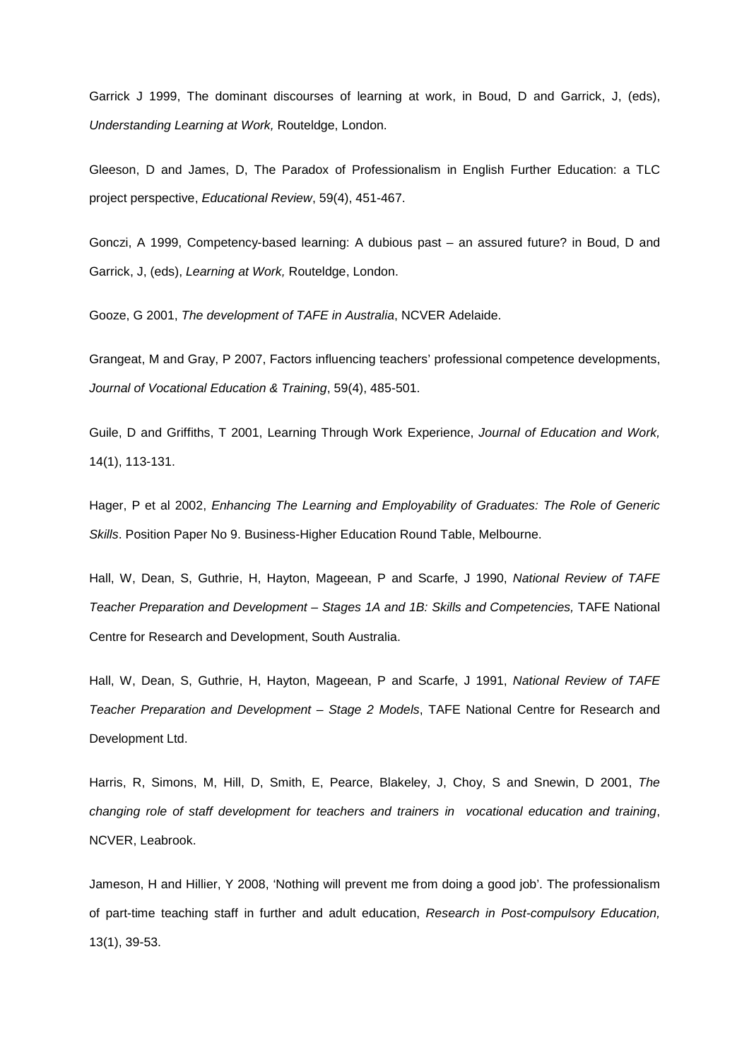Garrick J 1999, The dominant discourses of learning at work, in Boud, D and Garrick, J, (eds), *Understanding Learning at Work,* Routeldge, London.

Gleeson, D and James, D, The Paradox of Professionalism in English Further Education: a TLC project perspective, *Educational Review*, 59(4), 451-467.

Gonczi, A 1999, Competency-based learning: A dubious past – an assured future? in Boud, D and Garrick, J, (eds), *Learning at Work,* Routeldge, London.

Gooze, G 2001, *The development of TAFE in Australia*, NCVER Adelaide.

Grangeat, M and Gray, P 2007, Factors influencing teachers' professional competence developments, *Journal of Vocational Education & Training*, 59(4), 485-501.

Guile, D and Griffiths, T 2001, Learning Through Work Experience, *Journal of Education and Work,* 14(1), 113-131.

Hager, P et al 2002, *Enhancing The Learning and Employability of Graduates: The Role of Generic Skills*. Position Paper No 9. Business-Higher Education Round Table, Melbourne.

Hall, W, Dean, S, Guthrie, H, Hayton, Mageean, P and Scarfe, J 1990, *National Review of TAFE Teacher Preparation and Development – Stages 1A and 1B: Skills and Competencies,* TAFE National Centre for Research and Development, South Australia.

Hall, W, Dean, S, Guthrie, H, Hayton, Mageean, P and Scarfe, J 1991, *National Review of TAFE Teacher Preparation and Development – Stage 2 Models*, TAFE National Centre for Research and Development Ltd.

Harris, R, Simons, M, Hill, D, Smith, E, Pearce, Blakeley, J, Choy, S and Snewin, D 2001, *The changing role of staff development for teachers and trainers in vocational education and training*, NCVER, Leabrook.

Jameson, H and Hillier, Y 2008, 'Nothing will prevent me from doing a good job'. The professionalism of part-time teaching staff in further and adult education, *Research in Post-compulsory Education,* 13(1), 39-53.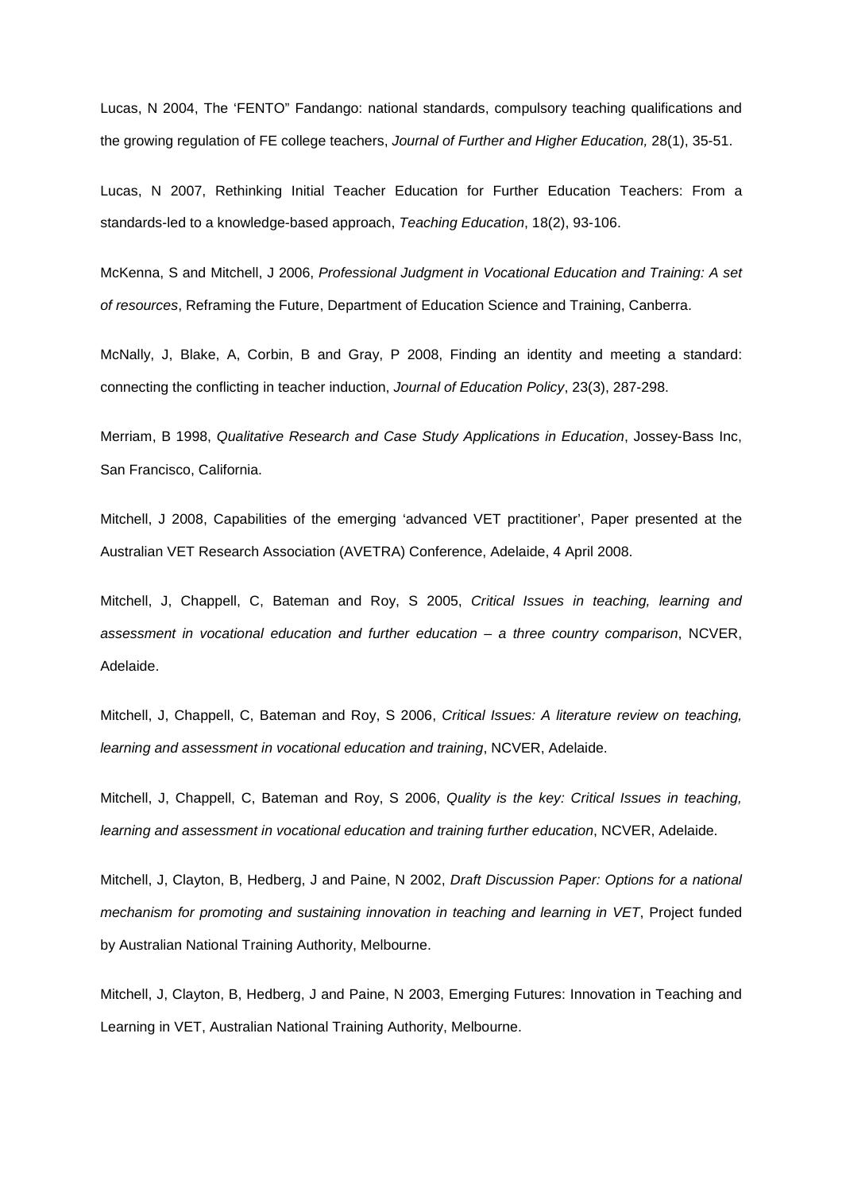Lucas, N 2004, The 'FENTO" Fandango: national standards, compulsory teaching qualifications and the growing regulation of FE college teachers, *Journal of Further and Higher Education,* 28(1), 35-51.

Lucas, N 2007, Rethinking Initial Teacher Education for Further Education Teachers: From a standards-led to a knowledge-based approach, *Teaching Education*, 18(2), 93-106.

McKenna, S and Mitchell, J 2006, *Professional Judgment in Vocational Education and Training: A set of resources*, Reframing the Future, Department of Education Science and Training, Canberra.

McNally, J, Blake, A, Corbin, B and Gray, P 2008, Finding an identity and meeting a standard: connecting the conflicting in teacher induction, *Journal of Education Policy*, 23(3), 287-298.

Merriam, B 1998, *Qualitative Research and Case Study Applications in Education*, Jossey-Bass Inc, San Francisco, California.

Mitchell, J 2008, Capabilities of the emerging 'advanced VET practitioner', Paper presented at the Australian VET Research Association (AVETRA) Conference, Adelaide, 4 April 2008.

Mitchell, J, Chappell, C, Bateman and Roy, S 2005, *Critical Issues in teaching, learning and assessment in vocational education and further education – a three country comparison*, NCVER, Adelaide.

Mitchell, J, Chappell, C, Bateman and Roy, S 2006, *Critical Issues: A literature review on teaching, learning and assessment in vocational education and training*, NCVER, Adelaide.

Mitchell, J, Chappell, C, Bateman and Roy, S 2006, *Quality is the key: Critical Issues in teaching, learning and assessment in vocational education and training further education*, NCVER, Adelaide.

Mitchell, J, Clayton, B, Hedberg, J and Paine, N 2002, *Draft Discussion Paper: Options for a national mechanism for promoting and sustaining innovation in teaching and learning in VET*, Project funded by Australian National Training Authority, Melbourne.

Mitchell, J, Clayton, B, Hedberg, J and Paine, N 2003, Emerging Futures: Innovation in Teaching and Learning in VET, Australian National Training Authority, Melbourne.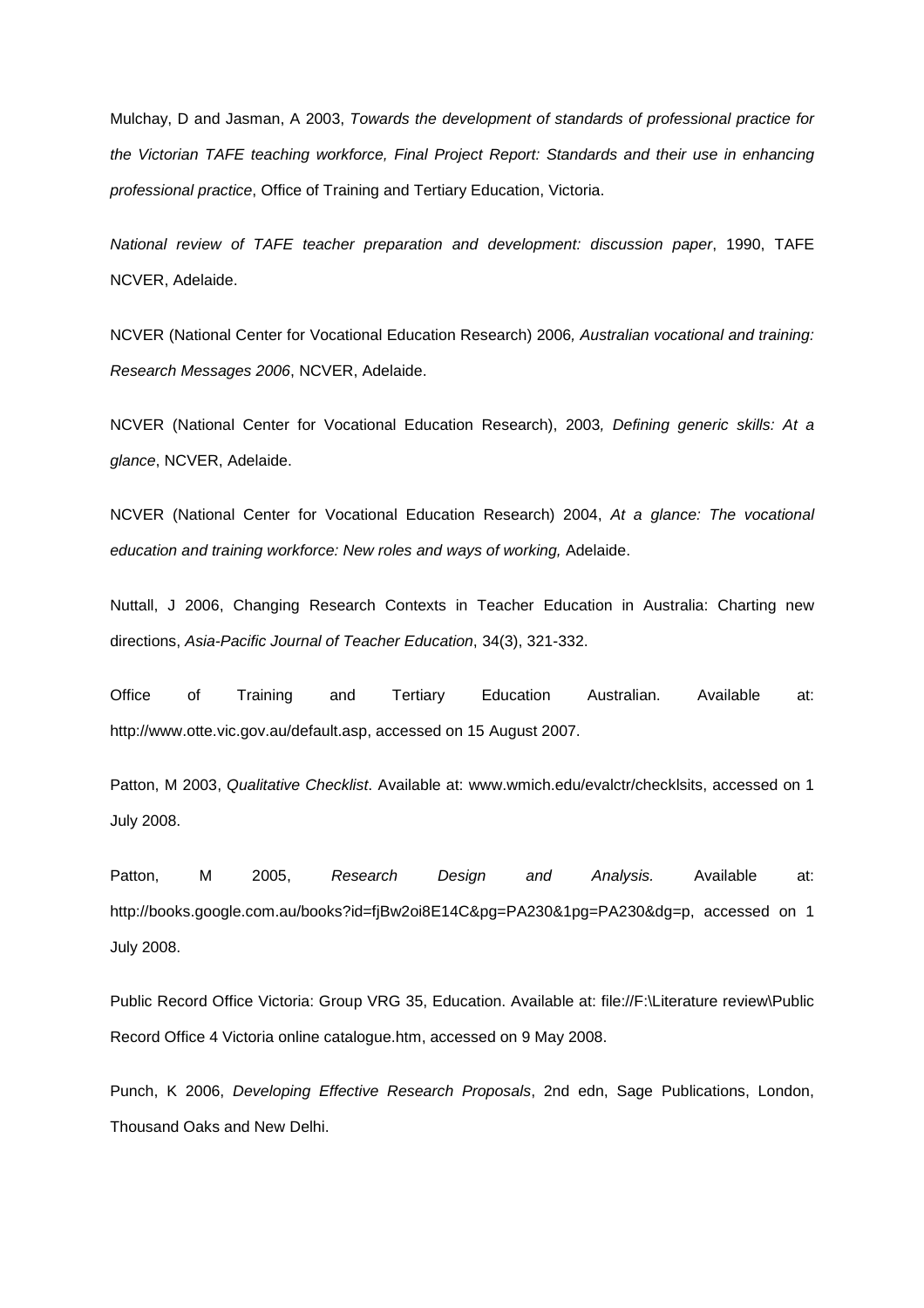Mulchay, D and Jasman, A 2003, *Towards the development of standards of professional practice for the Victorian TAFE teaching workforce, Final Project Report: Standards and their use in enhancing professional practice*, Office of Training and Tertiary Education, Victoria.

*National review of TAFE teacher preparation and development: discussion paper*, 1990, TAFE NCVER, Adelaide.

NCVER (National Center for Vocational Education Research) 2006*, Australian vocational and training: Research Messages 2006*, NCVER, Adelaide.

NCVER (National Center for Vocational Education Research), 2003*, Defining generic skills: At a glance*, NCVER, Adelaide.

NCVER (National Center for Vocational Education Research) 2004, *At a glance: The vocational education and training workforce: New roles and ways of working,* Adelaide.

Nuttall, J 2006, Changing Research Contexts in Teacher Education in Australia: Charting new directions, *Asia-Pacific Journal of Teacher Education*, 34(3), 321-332.

Office of Training and Tertiary Education Australian. Available at: http://www.otte.vic.gov.au/default.asp, accessed on 15 August 2007.

Patton, M 2003, *Qualitative Checklist*. Available at: www.wmich.edu/evalctr/checklsits, accessed on 1 July 2008.

Patton, M 2005, *Research Design and Analysis.* Available at: http://books.google.com.au/books?id=fjBw2oi8E14C&pg=PA230&1pg=PA230&dg=p, accessed on 1 July 2008.

Public Record Office Victoria: Group VRG 35, Education. Available at: file://F:\Literature review\Public Record Office 4 Victoria online catalogue.htm, accessed on 9 May 2008.

Punch, K 2006, *Developing Effective Research Proposals*, 2nd edn, Sage Publications, London, Thousand Oaks and New Delhi.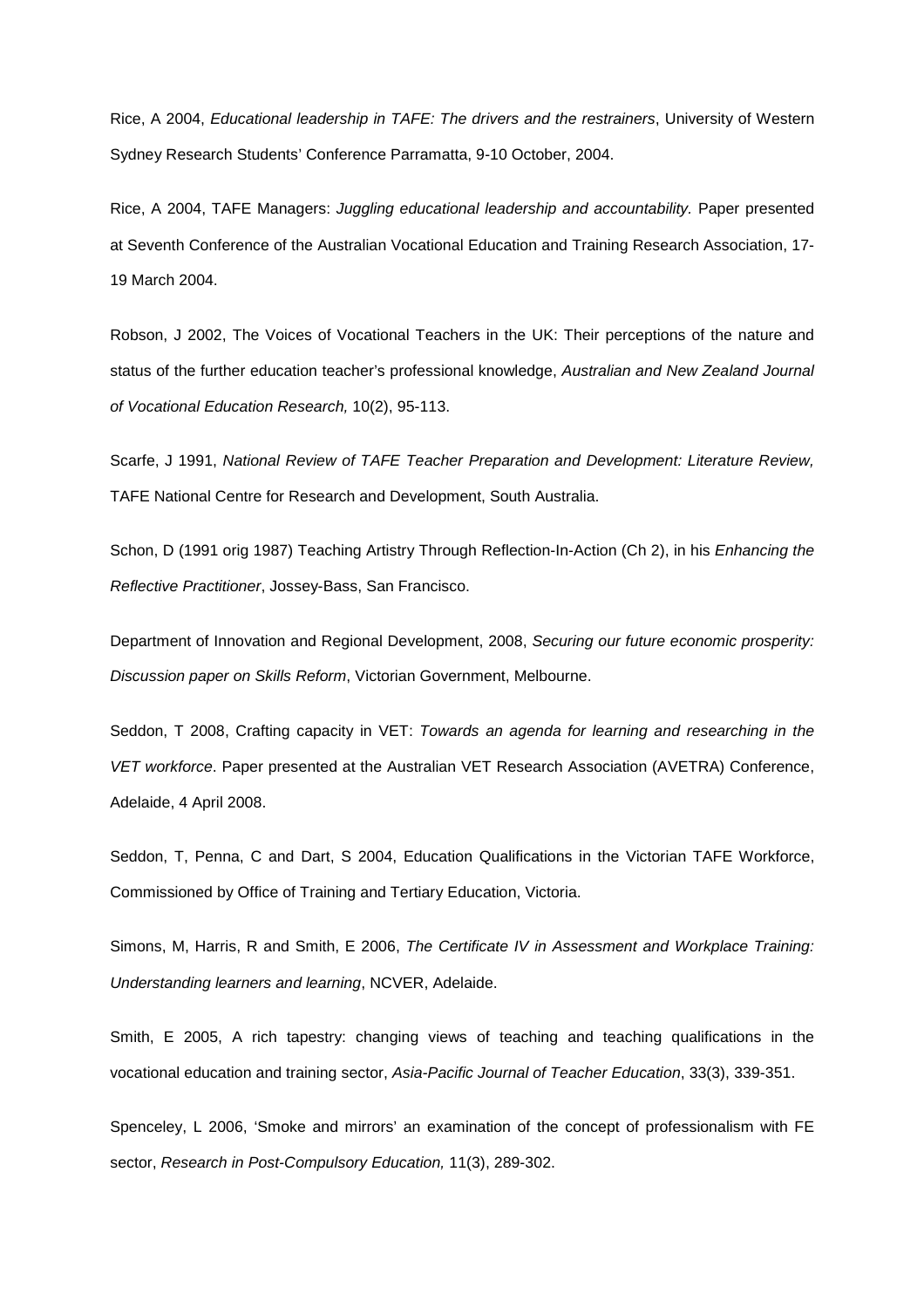Rice, A 2004, *Educational leadership in TAFE: The drivers and the restrainers*, University of Western Sydney Research Students' Conference Parramatta, 9-10 October, 2004.

Rice, A 2004, TAFE Managers: *Juggling educational leadership and accountability.* Paper presented at Seventh Conference of the Australian Vocational Education and Training Research Association, 17-19 March 2004.

Robson, J 2002, The Voices of Vocational Teachers in the UK: Their perceptions of the nature and status of the further education teacher's professional knowledge, *Australian and New Zealand Journal of Vocational Education Research,* 10(2), 95-113.

Scarfe, J 1991, *National Review of TAFE Teacher Preparation and Development: Literature Review,* TAFE National Centre for Research and Development, South Australia.

Schon, D (1991 orig 1987) Teaching Artistry Through Reflection-In-Action (Ch 2), in his *Enhancing the Reflective Practitioner*, Jossey-Bass, San Francisco.

Department of Innovation and Regional Development, 2008, *Securing our future economic prosperity: Discussion paper on Skills Reform*, Victorian Government, Melbourne.

Seddon, T 2008, Crafting capacity in VET: *Towards an agenda for learning and researching in the VET workforce*. Paper presented at the Australian VET Research Association (AVETRA) Conference, Adelaide, 4 April 2008.

Seddon, T, Penna, C and Dart, S 2004, Education Qualifications in the Victorian TAFE Workforce, Commissioned by Office of Training and Tertiary Education, Victoria.

Simons, M, Harris, R and Smith, E 2006, *The Certificate IV in Assessment and Workplace Training: Understanding learners and learning*, NCVER, Adelaide.

Smith, E 2005, A rich tapestry: changing views of teaching and teaching qualifications in the vocational education and training sector, *Asia-Pacific Journal of Teacher Education*, 33(3), 339-351.

Spenceley, L 2006, 'Smoke and mirrors' an examination of the concept of professionalism with FE sector, *Research in Post-Compulsory Education,* 11(3), 289-302.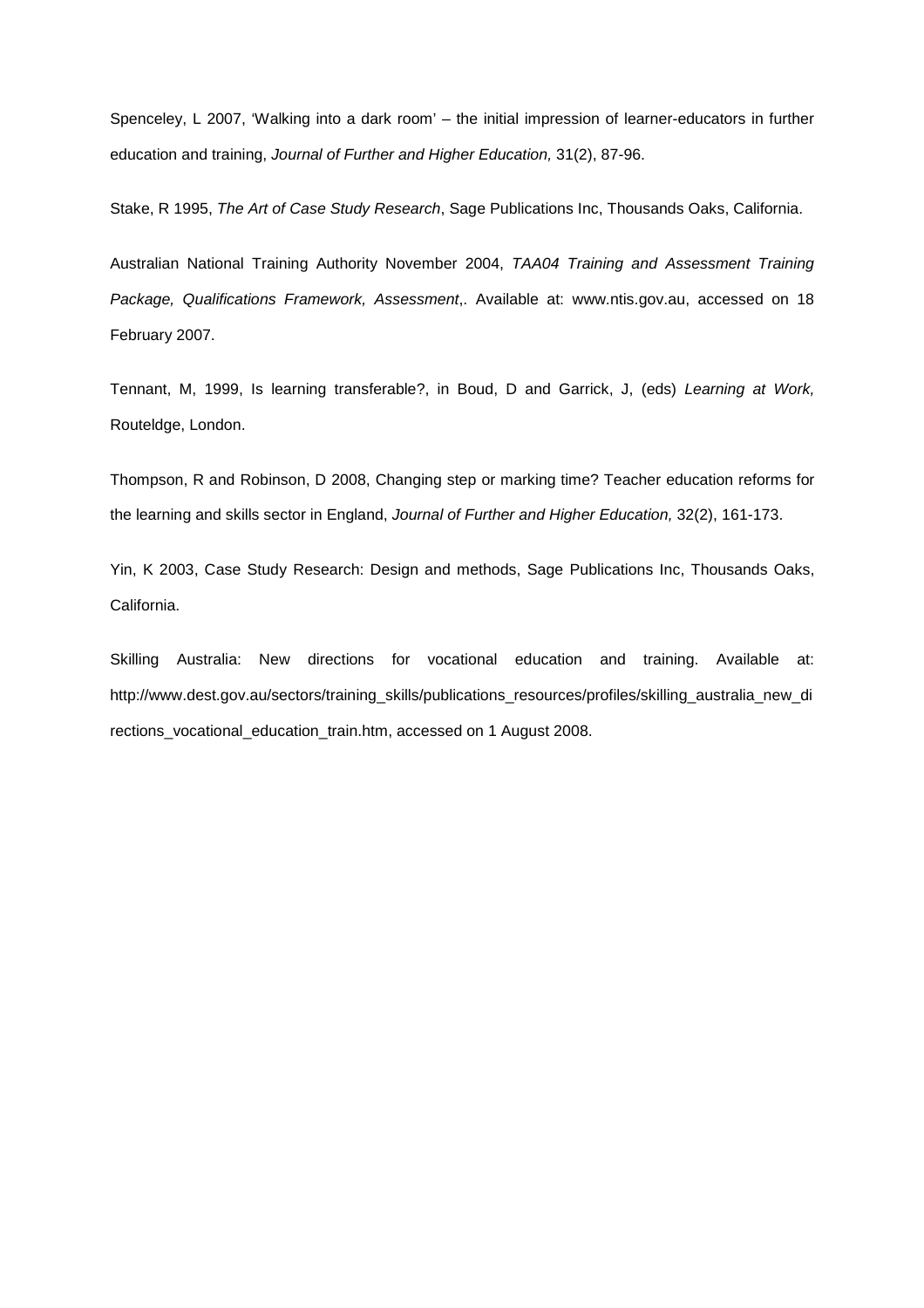Spenceley, L 2007, 'Walking into a dark room' – the initial impression of learner-educators in further education and training, *Journal of Further and Higher Education,* 31(2), 87-96.

Stake, R 1995, *The Art of Case Study Research*, Sage Publications Inc, Thousands Oaks, California.

Australian National Training Authority November 2004, *TAA04 Training and Assessment Training Package, Qualifications Framework, Assessment*,. Available at: www.ntis.gov.au, accessed on 18 February 2007.

Tennant, M, 1999, Is learning transferable?, in Boud, D and Garrick, J, (eds) *Learning at Work,* Routeldge, London.

Thompson, R and Robinson, D 2008, Changing step or marking time? Teacher education reforms for the learning and skills sector in England, *Journal of Further and Higher Education,* 32(2), 161-173.

Yin, K 2003, Case Study Research: Design and methods, Sage Publications Inc, Thousands Oaks, California.

Skilling Australia: New directions for vocational education and training. Available at: http://www.dest.gov.au/sectors/training_skills/publications_resources/profiles/skilling_australia_new_directions_vocational_education_train.htm, accessed on 1 August 2008.